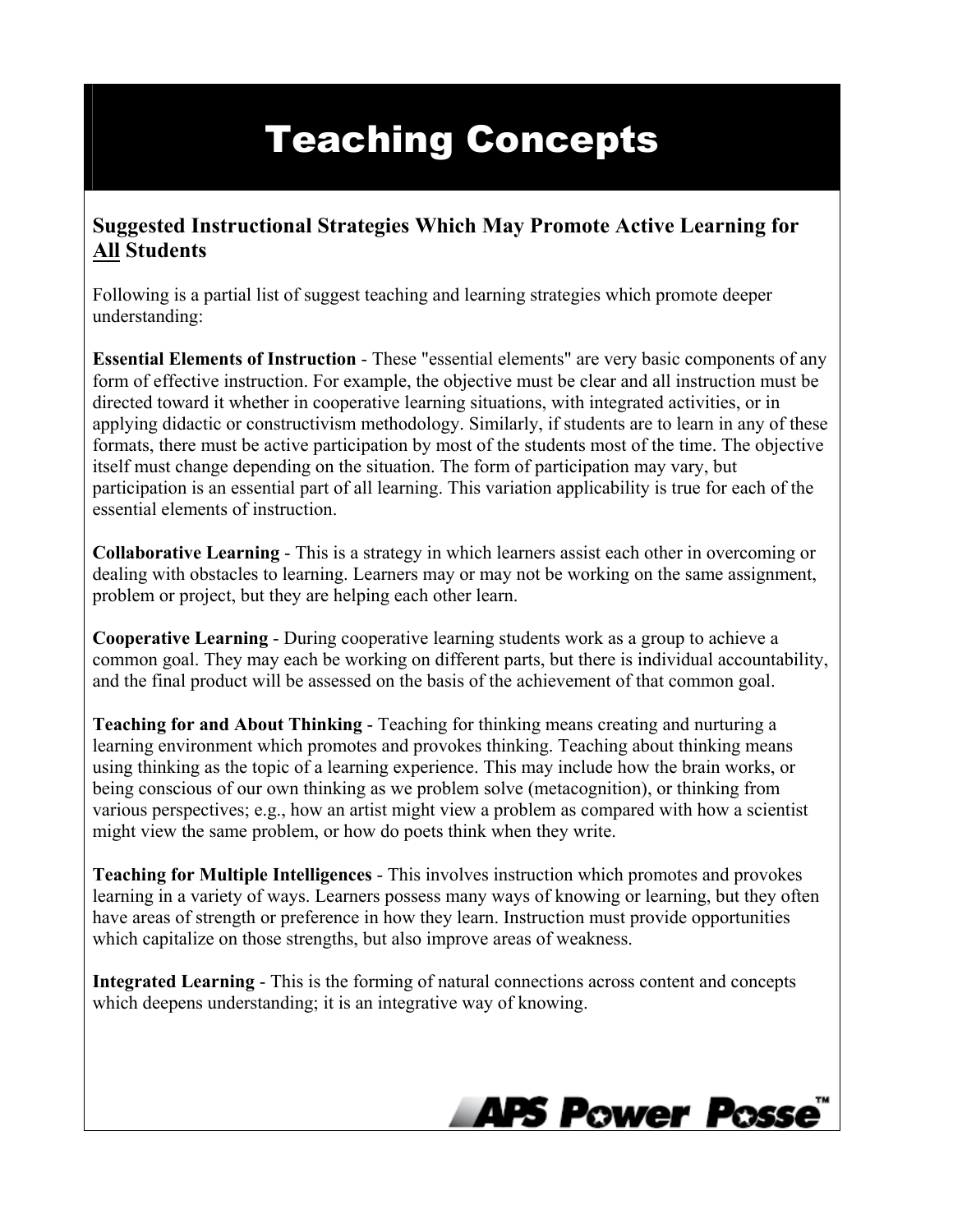# Teaching Concepts

## Suggested Instructional Strategies Which May Promote Active Learning for <u>All</u> Students

Following is a partial list of suggest teaching and learning strategies which promote deeper understanding:

**Essential Elements of Instruction** - These "essential elements" are very basic components of any form of effective instruction. For example, the objective must be clear and all instruction must be directed toward it whether in cooperative learning situations, with integrated activities, or in applying didactic or constructivism methodology. Similarly, if students are to learn in any of these formats, there must be active participation by most of the students most of the time. The objective itself must change depending on the situation. The form of participation may vary, but participation is an essential part of all learning. This variation applicability is true for each of the essential elements of instruction.

**Collaborative Learning** - This is a strategy in which learners assist each other in overcoming or dealing with obstacles to learning. Learners may or may not be working on the same assignment, problem or project, but they are helping each other learn.

**Cooperative Learning** - During cooperative learning students work as a group to achieve a common goal. They may each be working on different parts, but there is individual accountability, and the final product will be assessed on the basis of the achievement of that common goal.

**Teaching for and About Thinking** - Teaching for thinking means creating and nurturing a learning environment which promotes and provokes thinking. Teaching about thinking means using thinking as the topic of a learning experience. This may include how the brain works, or being conscious of our own thinking as we problem solve (metacognition), or thinking from various perspectives; e.g., how an artist might view a problem as compared with how a scientist might view the same problem, or how do poets think when they write.

**Teaching for Multiple Intelligences** - This involves instruction which promotes and provokes learning in a variety of ways. Learners possess many ways of knowing or learning, but they often have areas of strength or preference in how they learn. Instruction must provide opportunities which capitalize on those strengths, but also improve areas of weakness.

**Integrated Learning** - This is the forming of natural connections across content and concepts which deepens understanding; it is an integrative way of knowing.

APS Power Posse™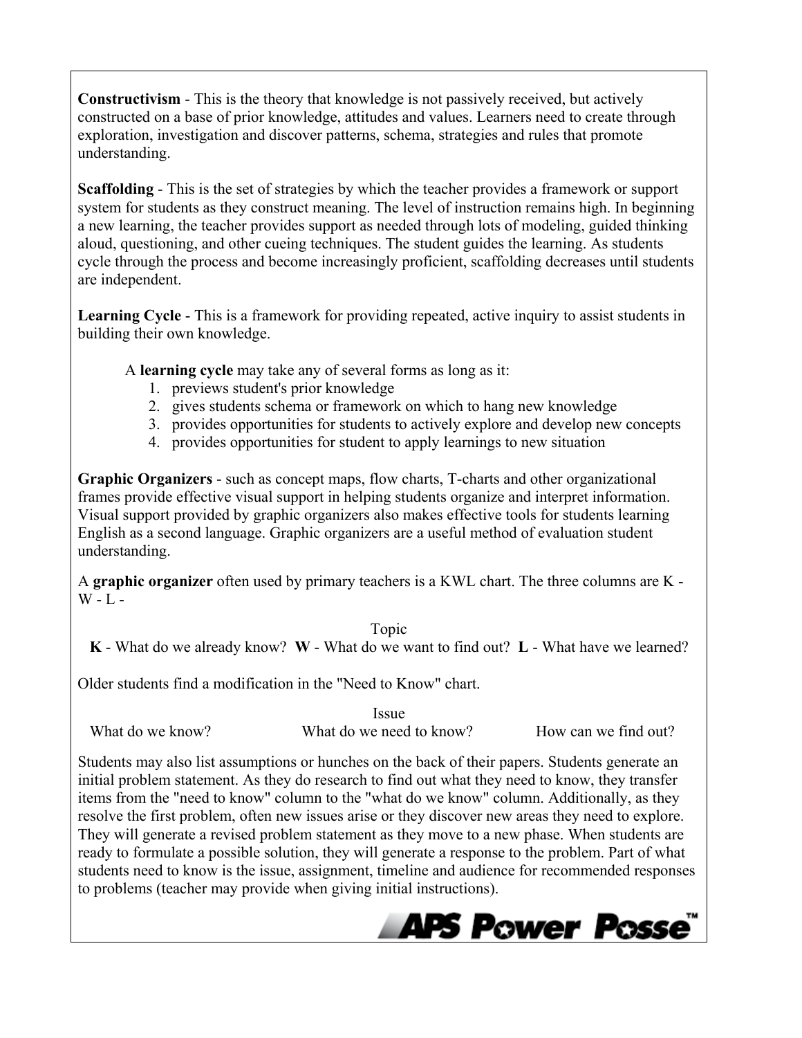**Constructivism** - This is the theory that knowledge is not passively received, but actively constructed on a base of prior knowledge, attitudes and values. Learners need to create through exploration, investigation and discover patterns, schema, strategies and rules that promote understanding.

**Scaffolding** - This is the set of strategies by which the teacher provides a framework or support system for students as they construct meaning. The level of instruction remains high. In beginning a new learning, the teacher provides support as needed through lots of modeling, guided thinking aloud, questioning, and other cueing techniques. The student guides the learning. As students cycle through the process and become increasingly proficient, scaffolding decreases until students are independent.

**Learning Cycle** - This is a framework for providing repeated, active inquiry to assist students in building their own knowledge.

A **learning cycle** may take any of several forms as long as it:

1. previews student's prior knowledge
2. gives students schema or framework on which to hang new knowledge
3. provides opportunities for students to actively explore and develop new concepts
4. provides opportunities for student to apply learnings to new situation

**Graphic Organizers** - such as concept maps, flow charts, T-charts and other organizational frames provide effective visual support in helping students organize and interpret information. Visual support provided by graphic organizers also makes effective tools for students learning English as a second language. Graphic organizers are a useful method of evaluation student understanding.

A **graphic organizer** often used by primary teachers is a KWL chart. The three columns are K - W - L -

| Topic | | |
|---|---|---|
| **K** - What do we already know? | **W** - What do we want to find out? | **L** - What have we learned? |

Older students find a modification in the "Need to Know" chart.

| Issue | | |
|---|---|---|
| What do we know? | What do we need to know? | How can we find out? |

Students may also list assumptions or hunches on the back of their papers. Students generate an initial problem statement. As they do research to find out what they need to know, they transfer items from the "need to know" column to the "what do we know" column. Additionally, as they resolve the first problem, often new issues arise or they discover new areas they need to explore. They will generate a revised problem statement as they move to a new phase. When students are ready to formulate a possible solution, they will generate a response to the problem. Part of what students need to know is the issue, assignment, timeline and audience for recommended responses to problems (teacher may provide when giving initial instructions).

APS Power Posse™